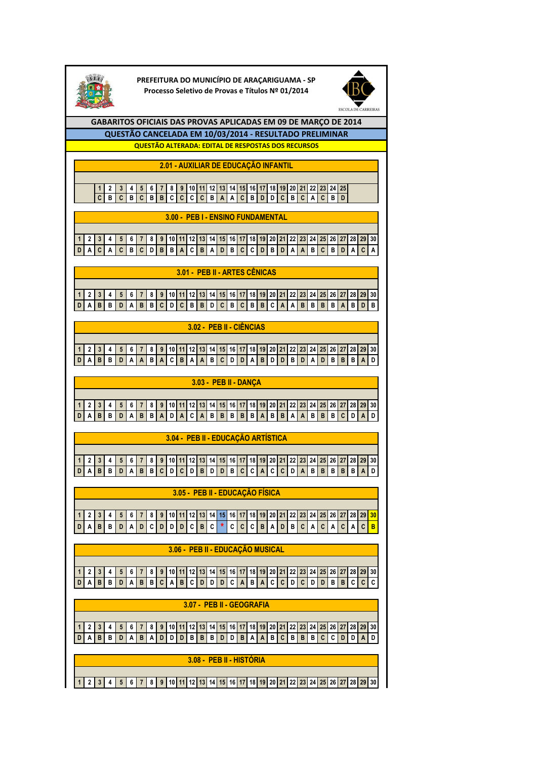**PREFEITURA DO MUNICÍPIO DE ARAÇARIGUAMA - SP**
**Processo Seletivo de Provas e Títulos Nº 01/2014**

ESCOLA DE CARREIRAS

## GABARITOS OFICIAIS DAS PROVAS APLICADAS EM 09 DE MARÇO DE 2014

**QUESTÃO CANCELADA EM 10/03/2014 - RESULTADO PRELIMINAR**

**QUESTÃO ALTERADA: EDITAL DE RESPOSTAS DOS RECURSOS**

### 2.01 - AUXILIAR DE EDUCAÇÃO INFANTIL

| 1 | 2 | 3 | 4 | 5 | 6 | 7 | 8 | 9 | 10 | 11 | 12 | 13 | 14 | 15 | 16 | 17 | 18 | 19 | 20 | 21 | 22 | 23 | 24 | 25 |
|---|---|---|---|---|---|---|---|---|---|---|---|---|---|---|---|---|---|---|---|---|---|---|---|---|
| C | B | C | B | C | B | B | C | C | C | C | B | A | A | C | B | D | D | C | B | C | A | C | B | D |

### 3.00 - PEB I - ENSINO FUNDAMENTAL

| 1 | 2 | 3 | 4 | 5 | 6 | 7 | 8 | 9 | 10 | 11 | 12 | 13 | 14 | 15 | 16 | 17 | 18 | 19 | 20 | 21 | 22 | 23 | 24 | 25 | 26 | 27 | 28 | 29 | 30 |
|---|---|---|---|---|---|---|---|---|---|---|---|---|---|---|---|---|---|---|---|---|---|---|---|---|---|---|---|---|---|
| D | A | C | A | C | B | C | D | B | B | A | C | B | A | D | B | C | C | D | B | D | A | A | B | C | B | D | A | C | A |

### 3.01 - PEB II - ARTES CÊNICAS

| 1 | 2 | 3 | 4 | 5 | 6 | 7 | 8 | 9 | 10 | 11 | 12 | 13 | 14 | 15 | 16 | 17 | 18 | 19 | 20 | 21 | 22 | 23 | 24 | 25 | 26 | 27 | 28 | 29 | 30 |
|---|---|---|---|---|---|---|---|---|---|---|---|---|---|---|---|---|---|---|---|---|---|---|---|---|---|---|---|---|---|
| D | A | B | B | D | A | B | B | C | D | C | B | B | D | C | B | C | B | B | C | A | A | B | B | B | B | A | B | D | B |

### 3.02 - PEB II - CIÊNCIAS

| 1 | 2 | 3 | 4 | 5 | 6 | 7 | 8 | 9 | 10 | 11 | 12 | 13 | 14 | 15 | 16 | 17 | 18 | 19 | 20 | 21 | 22 | 23 | 24 | 25 | 26 | 27 | 28 | 29 | 30 |
|---|---|---|---|---|---|---|---|---|---|---|---|---|---|---|---|---|---|---|---|---|---|---|---|---|---|---|---|---|---|
| D | A | B | B | D | A | A | B | A | C | B | A | A | B | C | D | D | A | B | D | D | B | D | A | D | B | B | B | A | D |

### 3.03 - PEB II - DANÇA

| 1 | 2 | 3 | 4 | 5 | 6 | 7 | 8 | 9 | 10 | 11 | 12 | 13 | 14 | 15 | 16 | 17 | 18 | 19 | 20 | 21 | 22 | 23 | 24 | 25 | 26 | 27 | 28 | 29 | 30 |
|---|---|---|---|---|---|---|---|---|---|---|---|---|---|---|---|---|---|---|---|---|---|---|---|---|---|---|---|---|---|
| D | A | B | B | D | A | B | B | A | D | A | C | A | B | B | B | B | B | A | B | B | A | A | B | B | B | C | D | A | D |

### 3.04 - PEB II - EDUCAÇÃO ARTÍSTICA

| 1 | 2 | 3 | 4 | 5 | 6 | 7 | 8 | 9 | 10 | 11 | 12 | 13 | 14 | 15 | 16 | 17 | 18 | 19 | 20 | 21 | 22 | 23 | 24 | 25 | 26 | 27 | 28 | 29 | 30 |
|---|---|---|---|---|---|---|---|---|---|---|---|---|---|---|---|---|---|---|---|---|---|---|---|---|---|---|---|---|---|
| D | A | B | B | D | A | B | B | C | D | C | D | B | D | D | B | C | C | A | C | C | D | A | B | B | B | B | B | A | D |

### 3.05 - PEB II - EDUCAÇÃO FÍSICA

| 1 | 2 | 3 | 4 | 5 | 6 | 7 | 8 | 9 | 10 | 11 | 12 | 13 | 14 | 15 | 16 | 17 | 18 | 19 | 20 | 21 | 22 | 23 | 24 | 25 | 26 | 27 | 28 | 29 | 30 |
|---|---|---|---|---|---|---|---|---|---|---|---|---|---|---|---|---|---|---|---|---|---|---|---|---|---|---|---|---|---|
| D | A | B | B | D | A | D | C | D | D | D | C | B | C | * | C | C | C | B | A | D | B | C | A | C | A | C | A | C | B |

### 3.06 - PEB II - EDUCAÇÃO MUSICAL

| 1 | 2 | 3 | 4 | 5 | 6 | 7 | 8 | 9 | 10 | 11 | 12 | 13 | 14 | 15 | 16 | 17 | 18 | 19 | 20 | 21 | 22 | 23 | 24 | 25 | 26 | 27 | 28 | 29 | 30 |
|---|---|---|---|---|---|---|---|---|---|---|---|---|---|---|---|---|---|---|---|---|---|---|---|---|---|---|---|---|---|
| D | A | B | B | D | A | B | B | C | A | B | C | D | D | D | C | A | B | A | C | C | D | C | D | D | B | B | C | C | C |

### 3.07 - PEB II - GEOGRAFIA

| 1 | 2 | 3 | 4 | 5 | 6 | 7 | 8 | 9 | 10 | 11 | 12 | 13 | 14 | 15 | 16 | 17 | 18 | 19 | 20 | 21 | 22 | 23 | 24 | 25 | 26 | 27 | 28 | 29 | 30 |
|---|---|---|---|---|---|---|---|---|---|---|---|---|---|---|---|---|---|---|---|---|---|---|---|---|---|---|---|---|---|
| D | A | B | B | D | A | B | A | D | D | D | B | B | B | D | D | B | A | A | B | C | B | B | B | C | C | D | D | A | D |

### 3.08 - PEB II - HISTÓRIA

| 1 | 2 | 3 | 4 | 5 | 6 | 7 | 8 | 9 | 10 | 11 | 12 | 13 | 14 | 15 | 16 | 17 | 18 | 19 | 20 | 21 | 22 | 23 | 24 | 25 | 26 | 27 | 28 | 29 | 30 |
|---|---|---|---|---|---|---|---|---|---|---|---|---|---|---|---|---|---|---|---|---|---|---|---|---|---|---|---|---|---|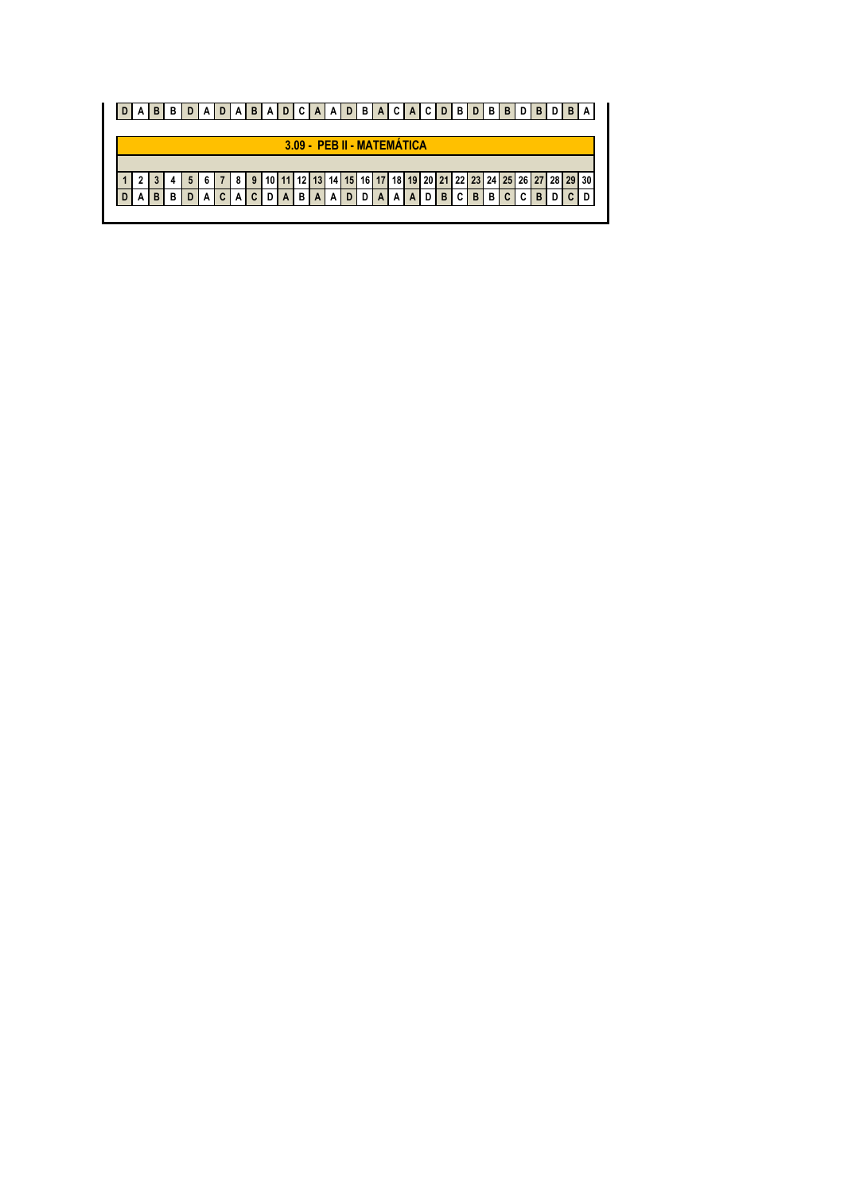| | | | | | | | | | | | | | | | | | | | | | | | | | | | | | |
|---|---|---|---|---|---|---|---|---|---|---|---|---|---|---|---|---|---|---|---|---|---|---|---|---|---|---|---|---|---|
| D | A | B | B | D | A | D | A | B | A | D | C | A | A | D | B | A | C | A | C | D | B | D | B | B | D | B | D | B | A |

## 3.09 - PEB II - MATEMÁTICA

| 1 | 2 | 3 | 4 | 5 | 6 | 7 | 8 | 9 | 10 | 11 | 12 | 13 | 14 | 15 | 16 | 17 | 18 | 19 | 20 | 21 | 22 | 23 | 24 | 25 | 26 | 27 | 28 | 29 | 30 |
|---|---|---|---|---|---|---|---|---|---|---|---|---|---|---|---|---|---|---|---|---|---|---|---|---|---|---|---|---|---|
| D | A | B | B | D | A | C | A | C | D | A | B | A | A | D | D | A | A | A | D | B | C | B | B | C | C | B | D | C | D |